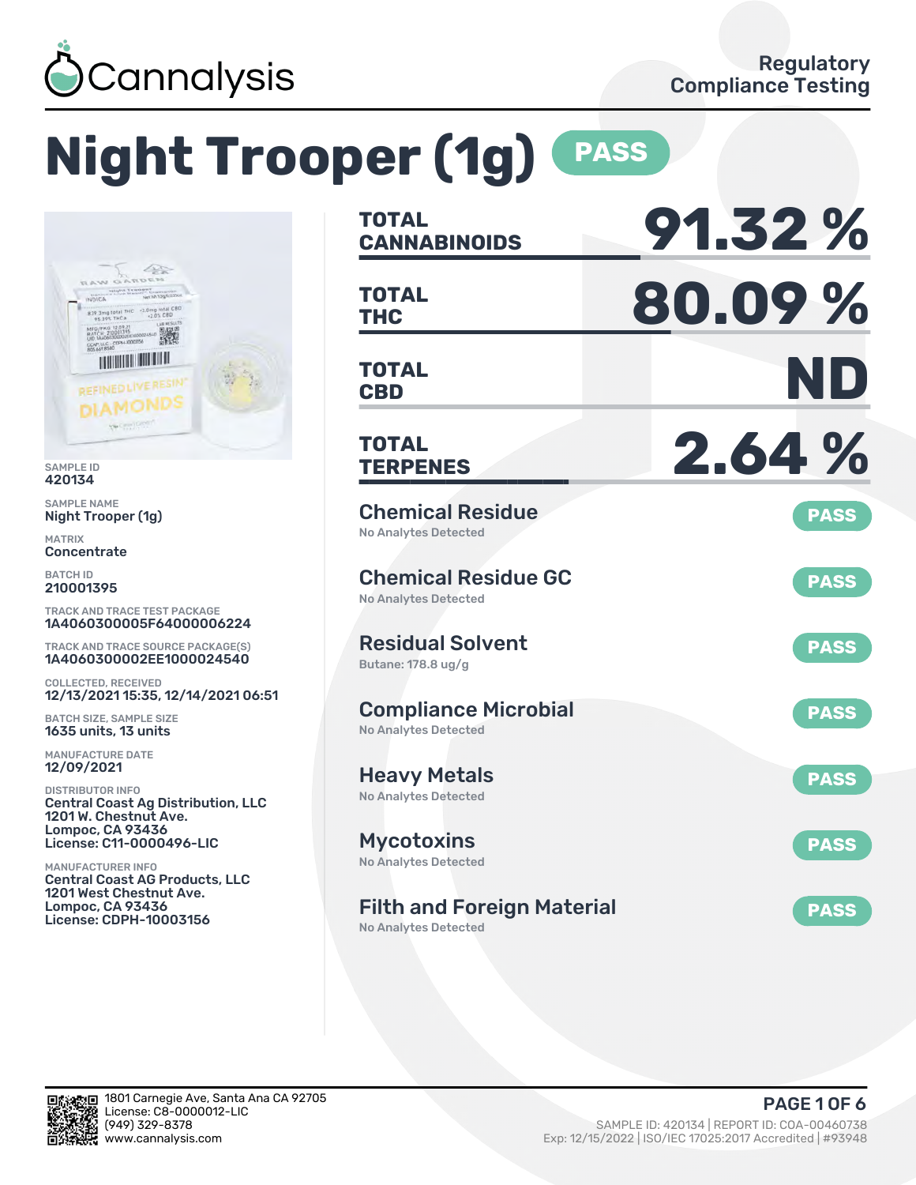Cannalysis

Regulatory Compliance Testing

# Night Trooper (1g) PASS

SAMPLE ID
420134

SAMPLE NAME
Night Trooper (1g)

MATRIX
Concentrate

BATCH ID
210001395

TRACK AND TRACE TEST PACKAGE
1A4060300005F64000006224

TRACK AND TRACE SOURCE PACKAGE(S)
1A4060300002EE1000024540

COLLECTED, RECEIVED
12/13/2021 15:35, 12/14/2021 06:51

BATCH SIZE, SAMPLE SIZE
1635 units, 13 units

MANUFACTURE DATE
12/09/2021

DISTRIBUTOR INFO
Central Coast Ag Distribution, LLC
1201 W. Chestnut Ave.
Lompoc, CA 93436
License: C11-0000496-LIC

MANUFACTURER INFO
Central Coast AG Products, LLC
1201 West Chestnut Ave.
Lompoc, CA 93436
License: CDPH-10003156

| | |
|---|---|
| **TOTAL CANNABINOIDS** | **91.32 %** |
| **TOTAL THC** | **80.09 %** |
| **TOTAL CBD** | **ND** |
| **TOTAL TERPENES** | **2.64 %** |

| Test | Result | Status |
|---|---|---|
| Chemical Residue | No Analytes Detected | PASS |
| Chemical Residue GC | No Analytes Detected | PASS |
| Residual Solvent | Butane: 178.8 ug/g | PASS |
| Compliance Microbial | No Analytes Detected | PASS |
| Heavy Metals | No Analytes Detected | PASS |
| Mycotoxins | No Analytes Detected | PASS |
| Filth and Foreign Material | No Analytes Detected | PASS |

1801 Carnegie Ave, Santa Ana CA 92705
License: C8-0000012-LIC
(949) 329-8378
www.cannalysis.com

SAMPLE ID: 420134 | REPORT ID: COA-00460738
Exp: 12/15/2022 | ISO/IEC 17025:2017 Accredited | #93948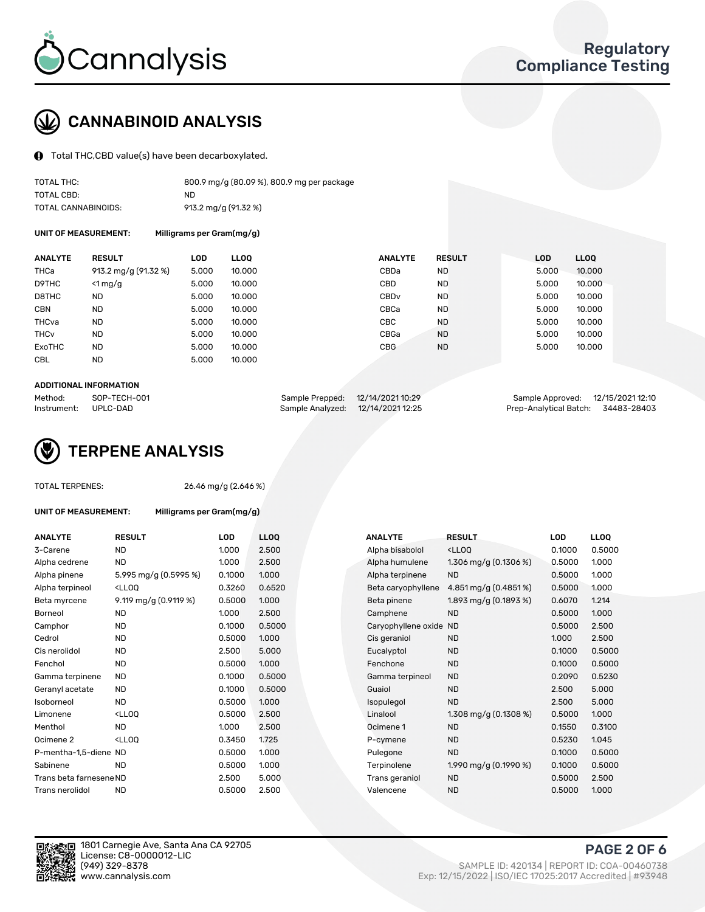# Cannalysis

## Regulatory Compliance Testing

## CANNABINOID ANALYSIS

Total THC,CBD value(s) have been decarboxylated.

| | |
|---|---|
| TOTAL THC: | 800.9 mg/g (80.09 %), 800.9 mg per package |
| TOTAL CBD: | ND |
| TOTAL CANNABINOIDS: | 913.2 mg/g (91.32 %) |

**UNIT OF MEASUREMENT:** Milligrams per Gram(mg/g)

| ANALYTE | RESULT | LOD | LLOQ | ANALYTE | RESULT | LOD | LLOQ |
|---|---|---|---|---|---|---|---|
| THCa | 913.2 mg/g (91.32 %) | 5.000 | 10.000 | CBDa | ND | 5.000 | 10.000 |
| D9THC | <1 mg/g | 5.000 | 10.000 | CBD | ND | 5.000 | 10.000 |
| D8THC | ND | 5.000 | 10.000 | CBDv | ND | 5.000 | 10.000 |
| CBN | ND | 5.000 | 10.000 | CBCa | ND | 5.000 | 10.000 |
| THCva | ND | 5.000 | 10.000 | CBC | ND | 5.000 | 10.000 |
| THCv | ND | 5.000 | 10.000 | CBGa | ND | 5.000 | 10.000 |
| ExoTHC | ND | 5.000 | 10.000 | CBG | ND | 5.000 | 10.000 |
| CBL | ND | 5.000 | 10.000 | | | | |

**ADDITIONAL INFORMATION**

| | | | | | |
|---|---|---|---|---|---|
| Method: | SOP-TECH-001 | Sample Prepped: | 12/14/2021 10:29 | Sample Approved: | 12/15/2021 12:10 |
| Instrument: | UPLC-DAD | Sample Analyzed: | 12/14/2021 12:25 | Prep-Analytical Batch: | 34483-28403 |

## TERPENE ANALYSIS

TOTAL TERPENES: 26.46 mg/g (2.646 %)

**UNIT OF MEASUREMENT:** Milligrams per Gram(mg/g)

| ANALYTE | RESULT | LOD | LLOQ | ANALYTE | RESULT | LOD | LLOQ |
|---|---|---|---|---|---|---|---|
| 3-Carene | ND | 1.000 | 2.500 | Alpha bisabolol | <LLOQ | 0.1000 | 0.5000 |
| Alpha cedrene | ND | 1.000 | 2.500 | Alpha humulene | 1.306 mg/g (0.1306 %) | 0.5000 | 1.000 |
| Alpha pinene | 5.995 mg/g (0.5995 %) | 0.1000 | 1.000 | Alpha terpinene | ND | 0.5000 | 1.000 |
| Alpha terpineol | <LLOQ | 0.3260 | 0.6520 | Beta caryophyllene | 4.851 mg/g (0.4851 %) | 0.5000 | 1.000 |
| Beta myrcene | 9.119 mg/g (0.9119 %) | 0.5000 | 1.000 | Beta pinene | 1.893 mg/g (0.1893 %) | 0.6070 | 1.214 |
| Borneol | ND | 1.000 | 2.500 | Camphene | ND | 0.5000 | 1.000 |
| Camphor | ND | 0.1000 | 0.5000 | Caryophyllene oxide | ND | 0.5000 | 2.500 |
| Cedrol | ND | 0.5000 | 1.000 | Cis geraniol | ND | 1.000 | 2.500 |
| Cis nerolidol | ND | 2.500 | 5.000 | Eucalyptol | ND | 0.1000 | 0.5000 |
| Fenchol | ND | 0.5000 | 1.000 | Fenchone | ND | 0.1000 | 0.5000 |
| Gamma terpinene | ND | 0.1000 | 0.5000 | Gamma terpineol | ND | 0.2090 | 0.5230 |
| Geranyl acetate | ND | 0.1000 | 0.5000 | Guaiol | ND | 2.500 | 5.000 |
| Isoborneol | ND | 0.5000 | 1.000 | Isopulegol | ND | 2.500 | 5.000 |
| Limonene | <LLOQ | 0.5000 | 2.500 | Linalool | 1.308 mg/g (0.1308 %) | 0.5000 | 1.000 |
| Menthol | ND | 1.000 | 2.500 | Ocimene 1 | ND | 0.1550 | 0.3100 |
| Ocimene 2 | <LLOQ | 0.3450 | 1.725 | P-cymene | ND | 0.5230 | 1.045 |
| P-mentha-1,5-diene | ND | 0.5000 | 1.000 | Pulegone | ND | 0.1000 | 0.5000 |
| Sabinene | ND | 0.5000 | 1.000 | Terpinolene | 1.990 mg/g (0.1990 %) | 0.1000 | 0.5000 |
| Trans beta farnesene | ND | 2.500 | 5.000 | Trans geraniol | ND | 0.5000 | 2.500 |
| Trans nerolidol | ND | 0.5000 | 2.500 | Valencene | ND | 0.5000 | 1.000 |

1801 Carnegie Ave, Santa Ana CA 92705
License: C8-0000012-LIC
(949) 329-8378
www.cannalysis.com

SAMPLE ID: 420134 | REPORT ID: COA-00460738
Exp: 12/15/2022 | ISO/IEC 17025:2017 Accredited | #93948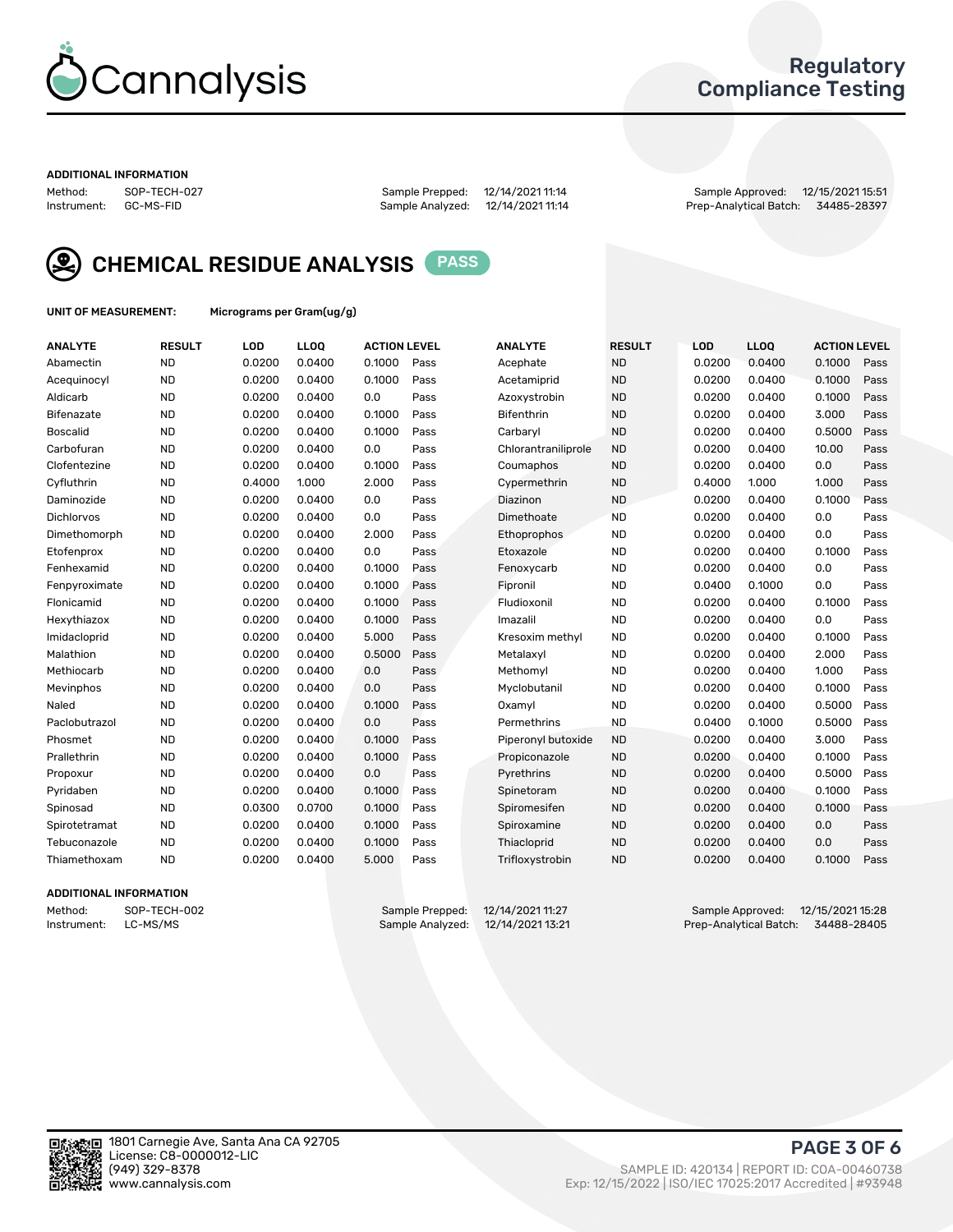# Cannalysis

## Regulatory Compliance Testing

### ADDITIONAL INFORMATION

Method: SOP-TECH-027
Instrument: GC-MS-FID

Sample Prepped: 12/14/2021 11:14
Sample Analyzed: 12/14/2021 11:14

Sample Approved: 12/15/2021 15:51
Prep-Analytical Batch: 34485-28397

## CHEMICAL RESIDUE ANALYSIS PASS

UNIT OF MEASUREMENT: Micrograms per Gram(ug/g)

| ANALYTE | RESULT | LOD | LLOQ | ACTION LEVEL | | ANALYTE | RESULT | LOD | LLOQ | ACTION LEVEL | |
|---|---|---|---|---|---|---|---|---|---|---|---|
| Abamectin | ND | 0.0200 | 0.0400 | 0.1000 | Pass | Acephate | ND | 0.0200 | 0.0400 | 0.1000 | Pass |
| Acequinocyl | ND | 0.0200 | 0.0400 | 0.1000 | Pass | Acetamiprid | ND | 0.0200 | 0.0400 | 0.1000 | Pass |
| Aldicarb | ND | 0.0200 | 0.0400 | 0.0 | Pass | Azoxystrobin | ND | 0.0200 | 0.0400 | 0.1000 | Pass |
| Bifenazate | ND | 0.0200 | 0.0400 | 0.1000 | Pass | Bifenthrin | ND | 0.0200 | 0.0400 | 3.000 | Pass |
| Boscalid | ND | 0.0200 | 0.0400 | 0.1000 | Pass | Carbaryl | ND | 0.0200 | 0.0400 | 0.5000 | Pass |
| Carbofuran | ND | 0.0200 | 0.0400 | 0.0 | Pass | Chlorantraniliprole | ND | 0.0200 | 0.0400 | 10.00 | Pass |
| Clofentezine | ND | 0.0200 | 0.0400 | 0.1000 | Pass | Coumaphos | ND | 0.0200 | 0.0400 | 0.0 | Pass |
| Cyfluthrin | ND | 0.4000 | 1.000 | 2.000 | Pass | Cypermethrin | ND | 0.4000 | 1.000 | 1.000 | Pass |
| Daminozide | ND | 0.0200 | 0.0400 | 0.0 | Pass | Diazinon | ND | 0.0200 | 0.0400 | 0.1000 | Pass |
| Dichlorvos | ND | 0.0200 | 0.0400 | 0.0 | Pass | Dimethoate | ND | 0.0200 | 0.0400 | 0.0 | Pass |
| Dimethomorph | ND | 0.0200 | 0.0400 | 2.000 | Pass | Ethoprophos | ND | 0.0200 | 0.0400 | 0.0 | Pass |
| Etofenprox | ND | 0.0200 | 0.0400 | 0.0 | Pass | Etoxazole | ND | 0.0200 | 0.0400 | 0.1000 | Pass |
| Fenhexamid | ND | 0.0200 | 0.0400 | 0.1000 | Pass | Fenoxycarb | ND | 0.0200 | 0.0400 | 0.0 | Pass |
| Fenpyroximate | ND | 0.0200 | 0.0400 | 0.1000 | Pass | Fipronil | ND | 0.0400 | 0.1000 | 0.0 | Pass |
| Flonicamid | ND | 0.0200 | 0.0400 | 0.1000 | Pass | Fludioxonil | ND | 0.0200 | 0.0400 | 0.1000 | Pass |
| Hexythiazox | ND | 0.0200 | 0.0400 | 0.1000 | Pass | Imazalil | ND | 0.0200 | 0.0400 | 0.0 | Pass |
| Imidacloprid | ND | 0.0200 | 0.0400 | 5.000 | Pass | Kresoxim methyl | ND | 0.0200 | 0.0400 | 0.1000 | Pass |
| Malathion | ND | 0.0200 | 0.0400 | 0.5000 | Pass | Metalaxyl | ND | 0.0200 | 0.0400 | 2.000 | Pass |
| Methiocarb | ND | 0.0200 | 0.0400 | 0.0 | Pass | Methomyl | ND | 0.0200 | 0.0400 | 1.000 | Pass |
| Mevinphos | ND | 0.0200 | 0.0400 | 0.0 | Pass | Myclobutanil | ND | 0.0200 | 0.0400 | 0.1000 | Pass |
| Naled | ND | 0.0200 | 0.0400 | 0.1000 | Pass | Oxamyl | ND | 0.0200 | 0.0400 | 0.5000 | Pass |
| Paclobutrazol | ND | 0.0200 | 0.0400 | 0.0 | Pass | Permethrins | ND | 0.0400 | 0.1000 | 0.5000 | Pass |
| Phosmet | ND | 0.0200 | 0.0400 | 0.1000 | Pass | Piperonyl butoxide | ND | 0.0200 | 0.0400 | 3.000 | Pass |
| Prallethrin | ND | 0.0200 | 0.0400 | 0.1000 | Pass | Propiconazole | ND | 0.0200 | 0.0400 | 0.1000 | Pass |
| Propoxur | ND | 0.0200 | 0.0400 | 0.0 | Pass | Pyrethrins | ND | 0.0200 | 0.0400 | 0.5000 | Pass |
| Pyridaben | ND | 0.0200 | 0.0400 | 0.1000 | Pass | Spinetoram | ND | 0.0200 | 0.0400 | 0.1000 | Pass |
| Spinosad | ND | 0.0300 | 0.0700 | 0.1000 | Pass | Spiromesifen | ND | 0.0200 | 0.0400 | 0.1000 | Pass |
| Spirotetramat | ND | 0.0200 | 0.0400 | 0.1000 | Pass | Spiroxamine | ND | 0.0200 | 0.0400 | 0.0 | Pass |
| Tebuconazole | ND | 0.0200 | 0.0400 | 0.1000 | Pass | Thiacloprid | ND | 0.0200 | 0.0400 | 0.0 | Pass |
| Thiamethoxam | ND | 0.0200 | 0.0400 | 5.000 | Pass | Trifloxystrobin | ND | 0.0200 | 0.0400 | 0.1000 | Pass |

### ADDITIONAL INFORMATION

Method: SOP-TECH-002
Instrument: LC-MS/MS

Sample Prepped: 12/14/2021 11:27
Sample Analyzed: 12/14/2021 13:21

Sample Approved: 12/15/2021 15:28
Prep-Analytical Batch: 34488-28405

1801 Carnegie Ave, Santa Ana CA 92705
License: C8-0000012-LIC
(949) 329-8378
www.cannalysis.com

SAMPLE ID: 420134 | REPORT ID: COA-00460738
Exp: 12/15/2022 | ISO/IEC 17025:2017 Accredited | #93948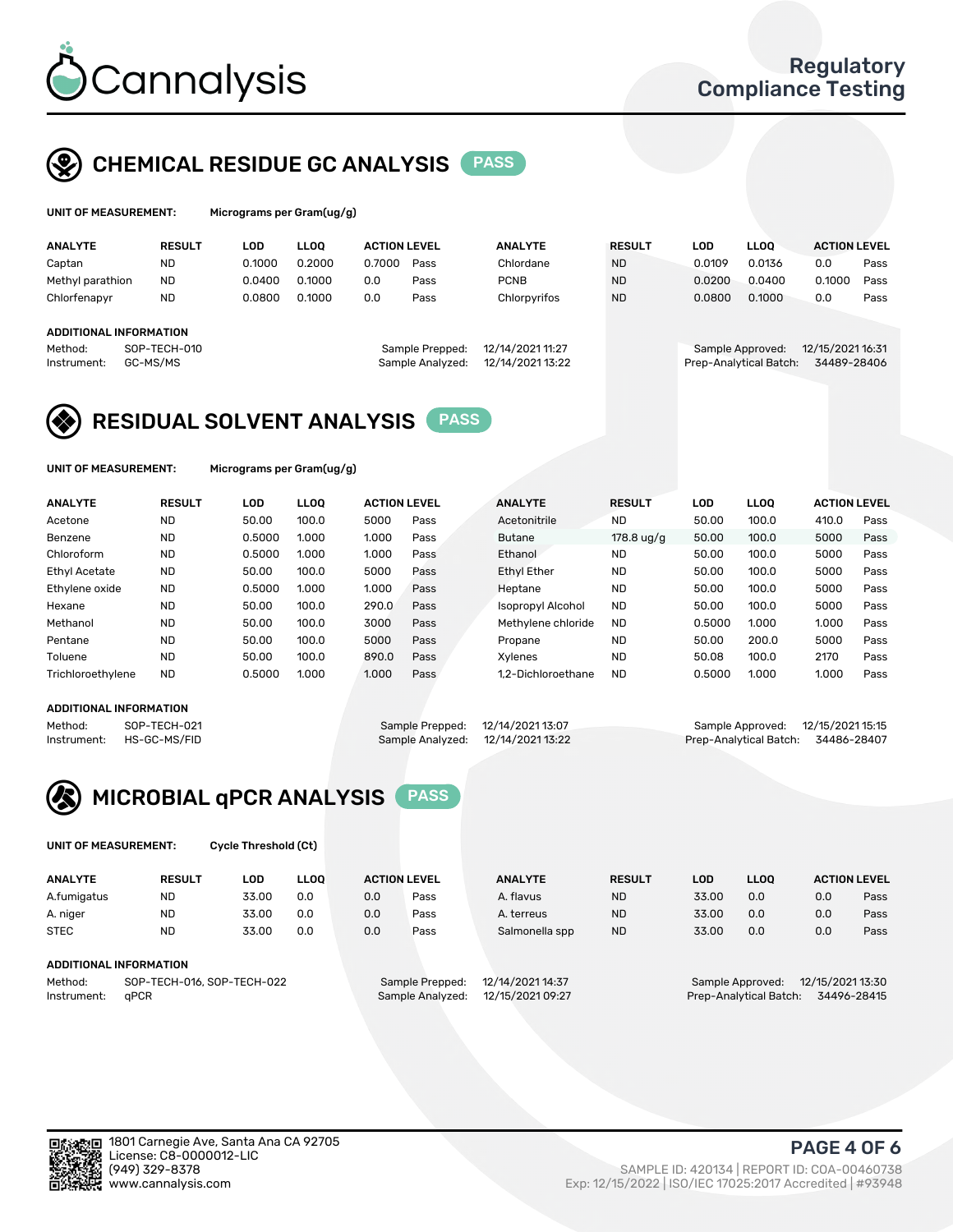Cannalysis

Regulatory Compliance Testing

## CHEMICAL RESIDUE GC ANALYSIS PASS

**UNIT OF MEASUREMENT:** Micrograms per Gram(ug/g)

| ANALYTE | RESULT | LOD | LLOQ | ACTION LEVEL | | ANALYTE | RESULT | LOD | LLOQ | ACTION LEVEL | |
|---|---|---|---|---|---|---|---|---|---|---|---|
| Captan | ND | 0.1000 | 0.2000 | 0.7000 | Pass | Chlordane | ND | 0.0109 | 0.0136 | 0.0 | Pass |
| Methyl parathion | ND | 0.0400 | 0.1000 | 0.0 | Pass | PCNB | ND | 0.0200 | 0.0400 | 0.1000 | Pass |
| Chlorfenapyr | ND | 0.0800 | 0.1000 | 0.0 | Pass | Chlorpyrifos | ND | 0.0800 | 0.1000 | 0.0 | Pass |

**ADDITIONAL INFORMATION**

Method: SOP-TECH-010
Instrument: GC-MS/MS

Sample Prepped: 12/14/2021 11:27
Sample Analyzed: 12/14/2021 13:22

Sample Approved: 12/15/2021 16:31
Prep-Analytical Batch: 34489-28406

## RESIDUAL SOLVENT ANALYSIS PASS

**UNIT OF MEASUREMENT:** Micrograms per Gram(ug/g)

| ANALYTE | RESULT | LOD | LLOQ | ACTION LEVEL | | ANALYTE | RESULT | LOD | LLOQ | ACTION LEVEL | |
|---|---|---|---|---|---|---|---|---|---|---|---|
| Acetone | ND | 50.00 | 100.0 | 5000 | Pass | Acetonitrile | ND | 50.00 | 100.0 | 410.0 | Pass |
| Benzene | ND | 0.5000 | 1.000 | 1.000 | Pass | Butane | 178.8 ug/g | 50.00 | 100.0 | 5000 | Pass |
| Chloroform | ND | 0.5000 | 1.000 | 1.000 | Pass | Ethanol | ND | 50.00 | 100.0 | 5000 | Pass |
| Ethyl Acetate | ND | 50.00 | 100.0 | 5000 | Pass | Ethyl Ether | ND | 50.00 | 100.0 | 5000 | Pass |
| Ethylene oxide | ND | 0.5000 | 1.000 | 1.000 | Pass | Heptane | ND | 50.00 | 100.0 | 5000 | Pass |
| Hexane | ND | 50.00 | 100.0 | 290.0 | Pass | Isopropyl Alcohol | ND | 50.00 | 100.0 | 5000 | Pass |
| Methanol | ND | 50.00 | 100.0 | 3000 | Pass | Methylene chloride | ND | 0.5000 | 1.000 | 1.000 | Pass |
| Pentane | ND | 50.00 | 100.0 | 5000 | Pass | Propane | ND | 50.00 | 200.0 | 5000 | Pass |
| Toluene | ND | 50.00 | 100.0 | 890.0 | Pass | Xylenes | ND | 50.08 | 100.0 | 2170 | Pass |
| Trichloroethylene | ND | 0.5000 | 1.000 | 1.000 | Pass | 1,2-Dichloroethane | ND | 0.5000 | 1.000 | 1.000 | Pass |

**ADDITIONAL INFORMATION**

Method: SOP-TECH-021
Instrument: HS-GC-MS/FID

Sample Prepped: 12/14/2021 13:07
Sample Analyzed: 12/14/2021 13:22

Sample Approved: 12/15/2021 15:15
Prep-Analytical Batch: 34486-28407

## MICROBIAL qPCR ANALYSIS PASS

**UNIT OF MEASUREMENT:** Cycle Threshold (Ct)

| ANALYTE | RESULT | LOD | LLOQ | ACTION LEVEL | | ANALYTE | RESULT | LOD | LLOQ | ACTION LEVEL | |
|---|---|---|---|---|---|---|---|---|---|---|---|
| A.fumigatus | ND | 33.00 | 0.0 | 0.0 | Pass | A. flavus | ND | 33.00 | 0.0 | 0.0 | Pass |
| A. niger | ND | 33.00 | 0.0 | 0.0 | Pass | A. terreus | ND | 33.00 | 0.0 | 0.0 | Pass |
| STEC | ND | 33.00 | 0.0 | 0.0 | Pass | Salmonella spp | ND | 33.00 | 0.0 | 0.0 | Pass |

**ADDITIONAL INFORMATION**

Method: SOP-TECH-016, SOP-TECH-022
Instrument: qPCR

Sample Prepped: 12/14/2021 14:37
Sample Analyzed: 12/15/2021 09:27

Sample Approved: 12/15/2021 13:30
Prep-Analytical Batch: 34496-28415

1801 Carnegie Ave, Santa Ana CA 92705
License: C8-0000012-LIC
(949) 329-8378
www.cannalysis.com

SAMPLE ID: 420134 | REPORT ID: COA-00460738
Exp: 12/15/2022 | ISO/IEC 17025:2017 Accredited | #93948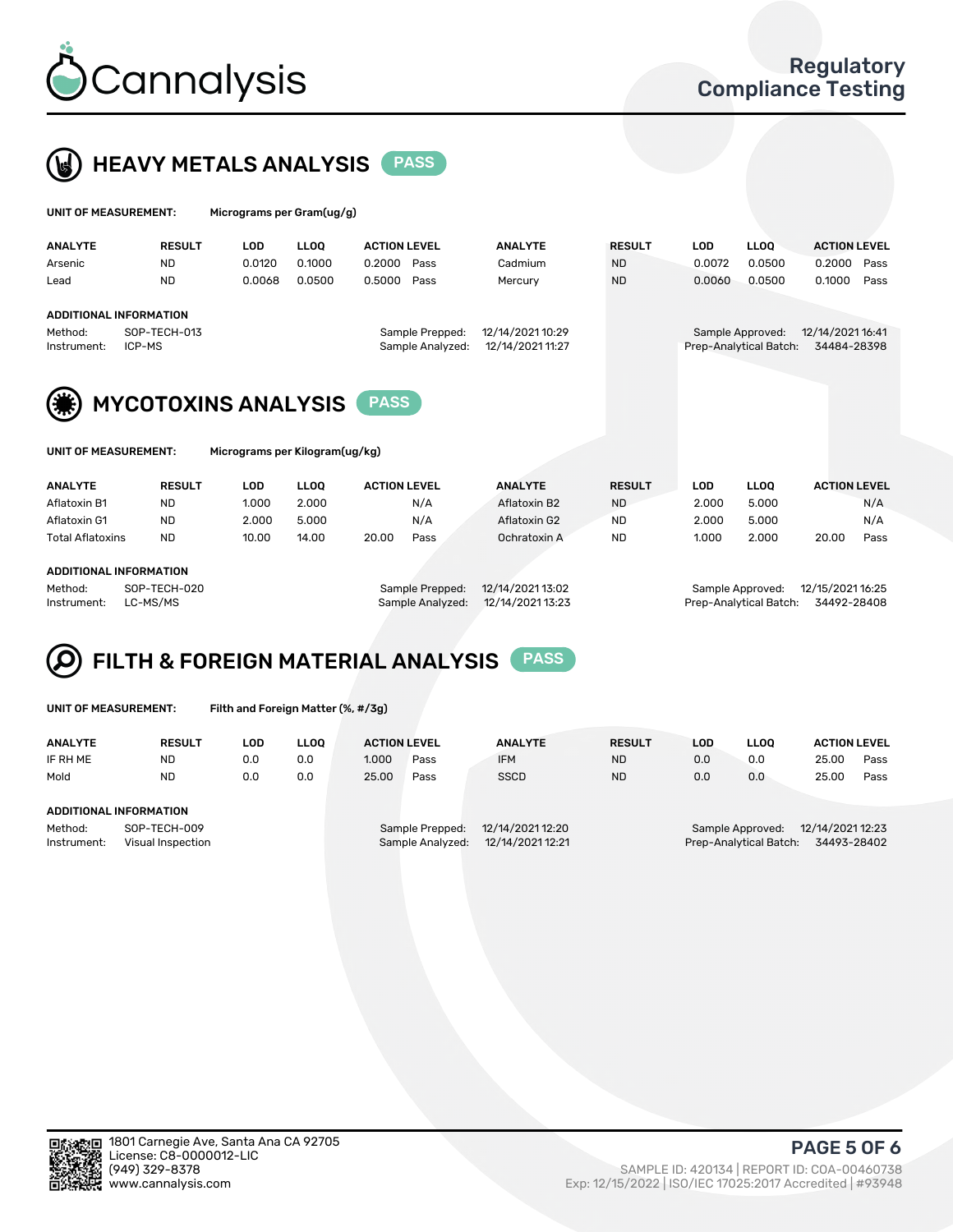## HEAVY METALS ANALYSIS PASS

**UNIT OF MEASUREMENT:** Micrograms per Gram(ug/g)

| ANALYTE | RESULT | LOD | LLOQ | ACTION LEVEL | | ANALYTE | RESULT | LOD | LLOQ | ACTION LEVEL | |
|---|---|---|---|---|---|---|---|---|---|---|---|
| Arsenic | ND | 0.0120 | 0.1000 | 0.2000 | Pass | Cadmium | ND | 0.0072 | 0.0500 | 0.2000 | Pass |
| Lead | ND | 0.0068 | 0.0500 | 0.5000 | Pass | Mercury | ND | 0.0060 | 0.0500 | 0.1000 | Pass |

**ADDITIONAL INFORMATION**

Method: SOP-TECH-013
Instrument: ICP-MS
Sample Prepped: 12/14/2021 10:29
Sample Analyzed: 12/14/2021 11:27
Sample Approved: 12/14/2021 16:41
Prep-Analytical Batch: 34484-28398

## MYCOTOXINS ANALYSIS PASS

**UNIT OF MEASUREMENT:** Micrograms per Kilogram(ug/kg)

| ANALYTE | RESULT | LOD | LLOQ | ACTION LEVEL | | ANALYTE | RESULT | LOD | LLOQ | ACTION LEVEL | |
|---|---|---|---|---|---|---|---|---|---|---|---|
| Aflatoxin B1 | ND | 1.000 | 2.000 | | N/A | Aflatoxin B2 | ND | 2.000 | 5.000 | | N/A |
| Aflatoxin G1 | ND | 2.000 | 5.000 | | N/A | Aflatoxin G2 | ND | 2.000 | 5.000 | | N/A |
| Total Aflatoxins | ND | 10.00 | 14.00 | 20.00 | Pass | Ochratoxin A | ND | 1.000 | 2.000 | 20.00 | Pass |

**ADDITIONAL INFORMATION**

Method: SOP-TECH-020
Instrument: LC-MS/MS
Sample Prepped: 12/14/2021 13:02
Sample Analyzed: 12/14/2021 13:23
Sample Approved: 12/15/2021 16:25
Prep-Analytical Batch: 34492-28408

## FILTH & FOREIGN MATERIAL ANALYSIS PASS

**UNIT OF MEASUREMENT:** Filth and Foreign Matter (%, #/3g)

| ANALYTE | RESULT | LOD | LLOQ | ACTION LEVEL | | ANALYTE | RESULT | LOD | LLOQ | ACTION LEVEL | |
|---|---|---|---|---|---|---|---|---|---|---|---|
| IF RH ME | ND | 0.0 | 0.0 | 1.000 | Pass | IFM | ND | 0.0 | 0.0 | 25.00 | Pass |
| Mold | ND | 0.0 | 0.0 | 25.00 | Pass | SSCD | ND | 0.0 | 0.0 | 25.00 | Pass |

**ADDITIONAL INFORMATION**

Method: SOP-TECH-009
Instrument: Visual Inspection
Sample Prepped: 12/14/2021 12:20
Sample Analyzed: 12/14/2021 12:21
Sample Approved: 12/14/2021 12:23
Prep-Analytical Batch: 34493-28402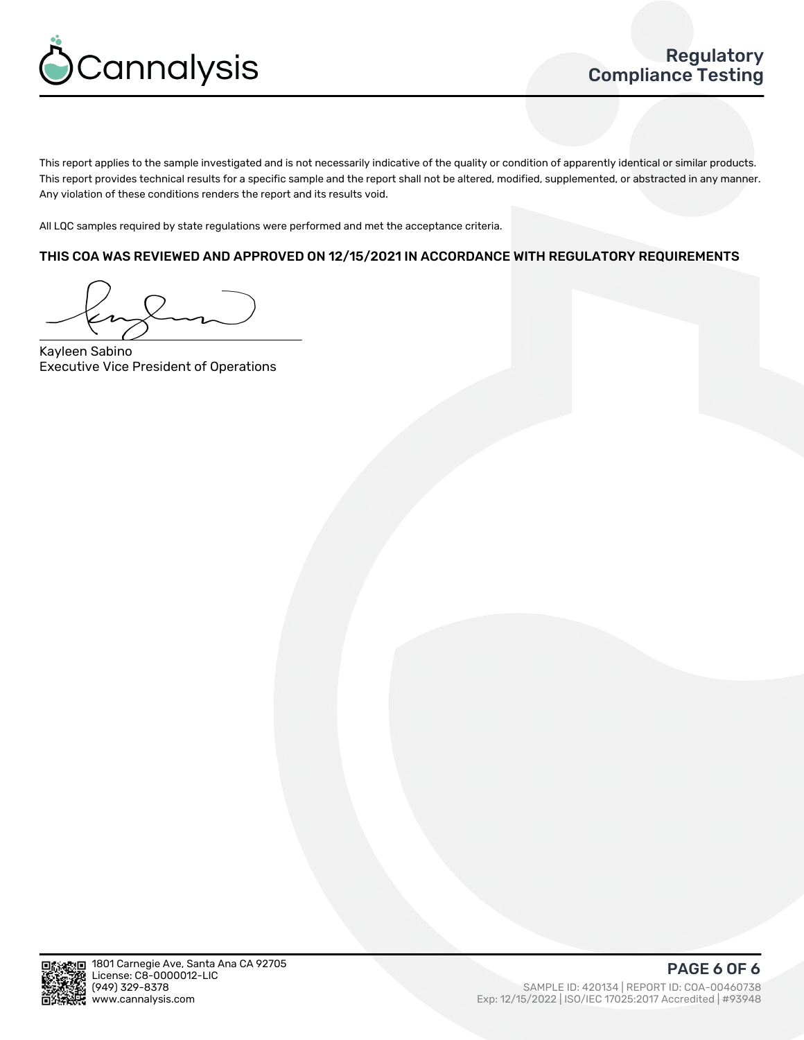This report applies to the sample investigated and is not necessarily indicative of the quality or condition of apparently identical or similar products. This report provides technical results for a specific sample and the report shall not be altered, modified, supplemented, or abstracted in any manner. Any violation of these conditions renders the report and its results void.

All LQC samples required by state regulations were performed and met the acceptance criteria.

**THIS COA WAS REVIEWED AND APPROVED ON 12/15/2021 IN ACCORDANCE WITH REGULATORY REQUIREMENTS**

Kayleen Sabino
Executive Vice President of Operations